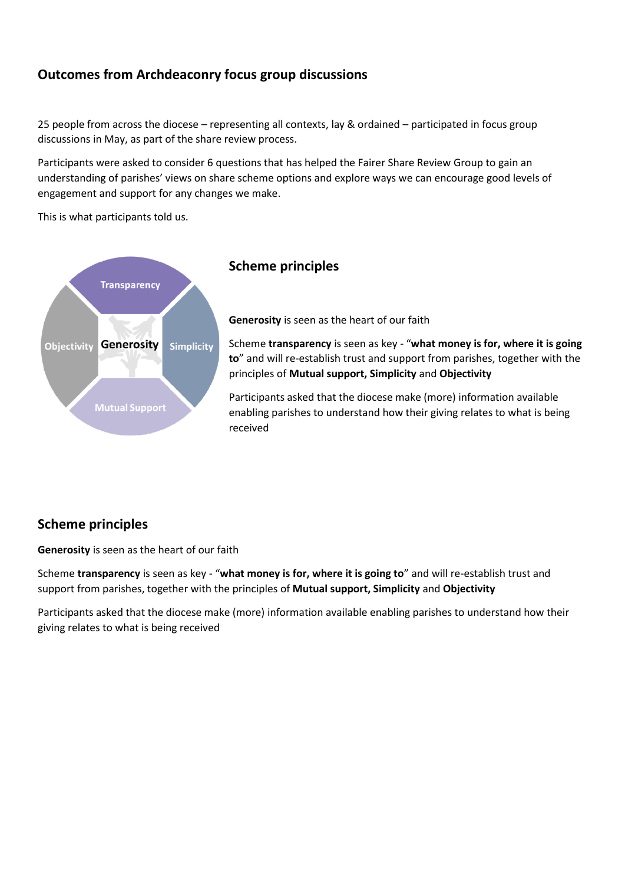## Outcomes from Archdeaconry focus group discussions

25 people from across the diocese – representing all contexts, lay & ordained – participated in focus group discussions in May, as part of the share review process.

Participants were asked to consider 6 questions that has helped the Fairer Share Review Group to gain an understanding of parishes' views on share scheme options and explore ways we can encourage good levels of engagement and support for any changes we make.

This is what participants told us.

Transparency

Objectivity **Generosity** Simplicity

Mutual Support

### Scheme principles

**Generosity** is seen as the heart of our faith

Scheme **transparency** is seen as key - "**what money is for, where it is going to**" and will re-establish trust and support from parishes, together with the principles of **Mutual support, Simplicity** and **Objectivity**

Participants asked that the diocese make (more) information available enabling parishes to understand how their giving relates to what is being received

### Scheme principles

**Generosity** is seen as the heart of our faith

Scheme **transparency** is seen as key - "**what money is for, where it is going to**" and will re-establish trust and support from parishes, together with the principles of **Mutual support, Simplicity** and **Objectivity**

Participants asked that the diocese make (more) information available enabling parishes to understand how their giving relates to what is being received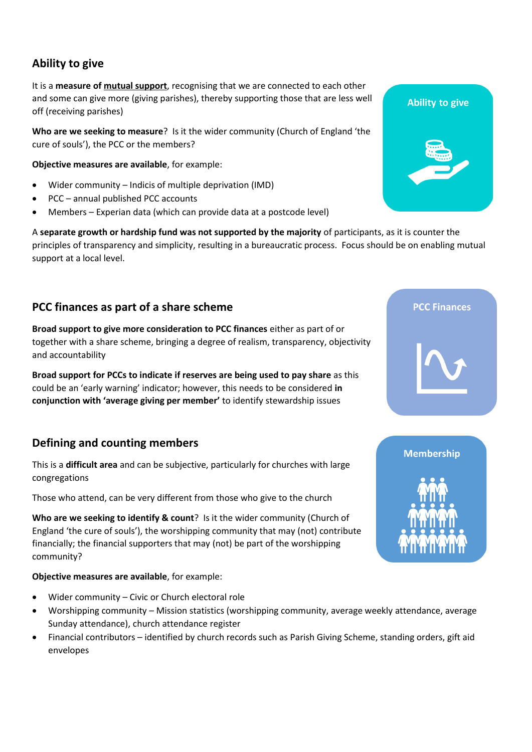## Ability to give

It is a **measure of mutual support**, recognising that we are connected to each other and some can give more (giving parishes), thereby supporting those that are less well off (receiving parishes)

**Who are we seeking to measure**? Is it the wider community (Church of England 'the cure of souls'), the PCC or the members?

**Objective measures are available**, for example:

- Wider community – Indicis of multiple deprivation (IMD)
- PCC – annual published PCC accounts
- Members – Experian data (which can provide data at a postcode level)

A **separate growth or hardship fund was not supported by the majority** of participants, as it is counter the principles of transparency and simplicity, resulting in a bureaucratic process. Focus should be on enabling mutual support at a local level.

Ability to give

## PCC finances as part of a share scheme

**Broad support to give more consideration to PCC finances** either as part of or together with a share scheme, bringing a degree of realism, transparency, objectivity and accountability

**Broad support for PCCs to indicate if reserves are being used to pay share** as this could be an 'early warning' indicator; however, this needs to be considered **in conjunction with 'average giving per member'** to identify stewardship issues

PCC Finances

## Defining and counting members

This is a **difficult area** and can be subjective, particularly for churches with large congregations

Those who attend, can be very different from those who give to the church

**Who are we seeking to identify & count**? Is it the wider community (Church of England 'the cure of souls'), the worshipping community that may (not) contribute financially; the financial supporters that may (not) be part of the worshipping community?

**Objective measures are available**, for example:

- Wider community – Civic or Church electoral role
- Worshipping community – Mission statistics (worshipping community, average weekly attendance, average Sunday attendance), church attendance register
- Financial contributors – identified by church records such as Parish Giving Scheme, standing orders, gift aid envelopes

Membership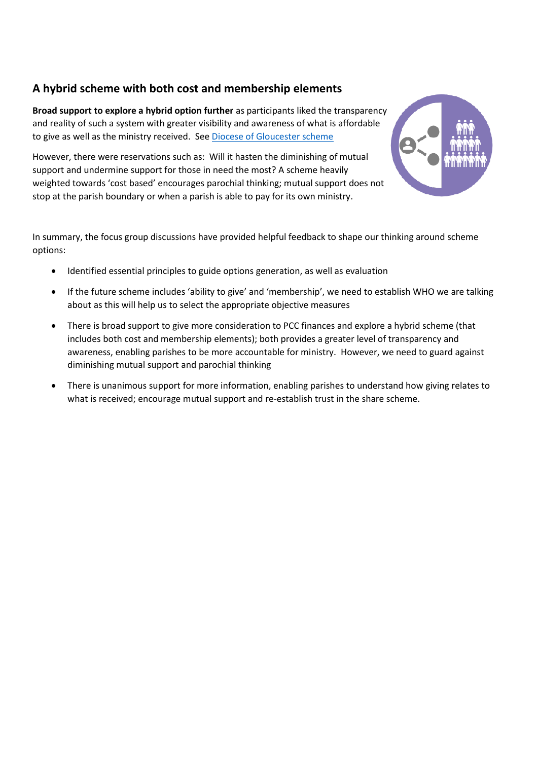## A hybrid scheme with both cost and membership elements

**Broad support to explore a hybrid option further** as participants liked the transparency and reality of such a system with greater visibility and awareness of what is affordable to give as well as the ministry received. See [Diocese of Gloucester scheme]

However, there were reservations such as: Will it hasten the diminishing of mutual support and undermine support for those in need the most? A scheme heavily weighted towards 'cost based' encourages parochial thinking; mutual support does not stop at the parish boundary or when a parish is able to pay for its own ministry.

In summary, the focus group discussions have provided helpful feedback to shape our thinking around scheme options:

- Identified essential principles to guide options generation, as well as evaluation
- If the future scheme includes 'ability to give' and 'membership', we need to establish WHO we are talking about as this will help us to select the appropriate objective measures
- There is broad support to give more consideration to PCC finances and explore a hybrid scheme (that includes both cost and membership elements); both provides a greater level of transparency and awareness, enabling parishes to be more accountable for ministry. However, we need to guard against diminishing mutual support and parochial thinking
- There is unanimous support for more information, enabling parishes to understand how giving relates to what is received; encourage mutual support and re-establish trust in the share scheme.